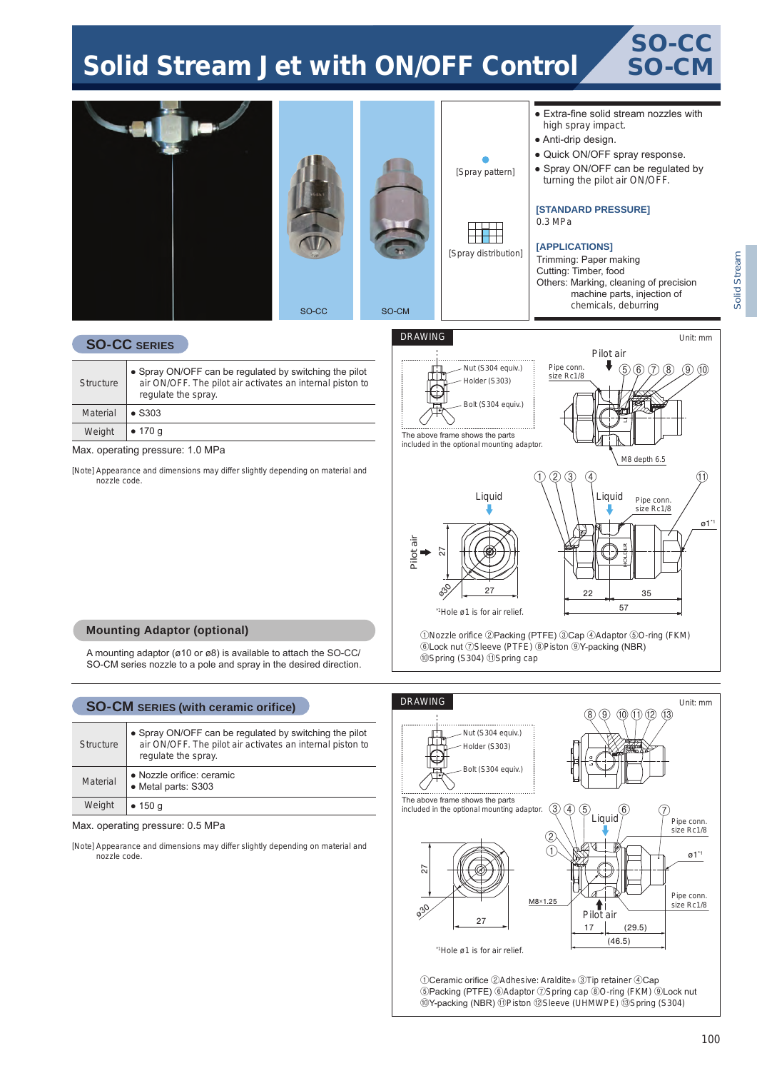# Solid Stream Jet with ON/OFF Control

## SO-CC SO-CM

SO-CC SO-CM

[Spray pattern]

[Spray distribution]

- Extra-fine solid stream nozzles with high spray impact.
- Anti-drip design.
- Quick ON/OFF spray response.
- Spray ON/OFF can be regulated by turning the pilot air ON/OFF.

**[STANDARD PRESSURE]**
0.3 MPa

**[APPLICATIONS]**
Trimming: Paper making
Cutting: Timber, food
Others: Marking, cleaning of precision machine parts, injection of chemicals, deburring

## SO-CC SERIES

| Structure | • Spray ON/OFF can be regulated by switching the pilot air ON/OFF. The pilot air activates an internal piston to regulate the spray. |
|---|---|
| Material | • S303 |
| Weight | • 170 g |

Max. operating pressure: 1.0 MPa

[Note] Appearance and dimensions may differ slightly depending on material and nozzle code.

### DRAWING

Unit: mm

Nut (S304 equiv.)
Holder (S303)
Bolt (S304 equiv.)

The above frame shows the parts included in the optional mounting adaptor.

Pilot air, Pipe conn. size Rc1/8, M8 depth 6.5, Liquid, Pipe conn. size Rc1/8, ø1*1, Pilot air, 27, 27, ø30, 22, 35, 57

*1Hole ø1 is for air relief.

①Nozzle orifice ②Packing (PTFE) ③Cap ④Adaptor ⑤O-ring (FKM) ⑥Lock nut ⑦Sleeve (PTFE) ⑧Piston ⑨Y-packing (NBR) ⑩Spring (S304) ⑪Spring cap

## Mounting Adaptor (optional)

A mounting adaptor (ø10 or ø8) is available to attach the SO-CC/SO-CM series nozzle to a pole and spray in the desired direction.

## SO-CM SERIES (with ceramic orifice)

| Structure | • Spray ON/OFF can be regulated by switching the pilot air ON/OFF. The pilot air activates an internal piston to regulate the spray. |
|---|---|
| Material | • Nozzle orifice: ceramic<br>• Metal parts: S303 |
| Weight | • 150 g |

Max. operating pressure: 0.5 MPa

[Note] Appearance and dimensions may differ slightly depending on material and nozzle code.

### DRAWING

Unit: mm

Nut (S304 equiv.)
Holder (S303)
Bolt (S304 equiv.)

The above frame shows the parts included in the optional mounting adaptor.

Liquid, Pipe conn. size Rc1/8, ø1*1, Pipe conn. size Rc1/8, M8×1.25, Pilot air, 27, ø30, 27, 17, (29.5), (46.5)

*1Hole ø1 is for air relief.

①Ceramic orifice ②Adhesive: Araldite® ③Tip retainer ④Cap ⑤Packing (PTFE) ⑥Adaptor ⑦Spring cap ⑧O-ring (FKM) ⑨Lock nut ⑩Y-packing (NBR) ⑪Piston ⑫Sleeve (UHMWPE) ⑬Spring (S304)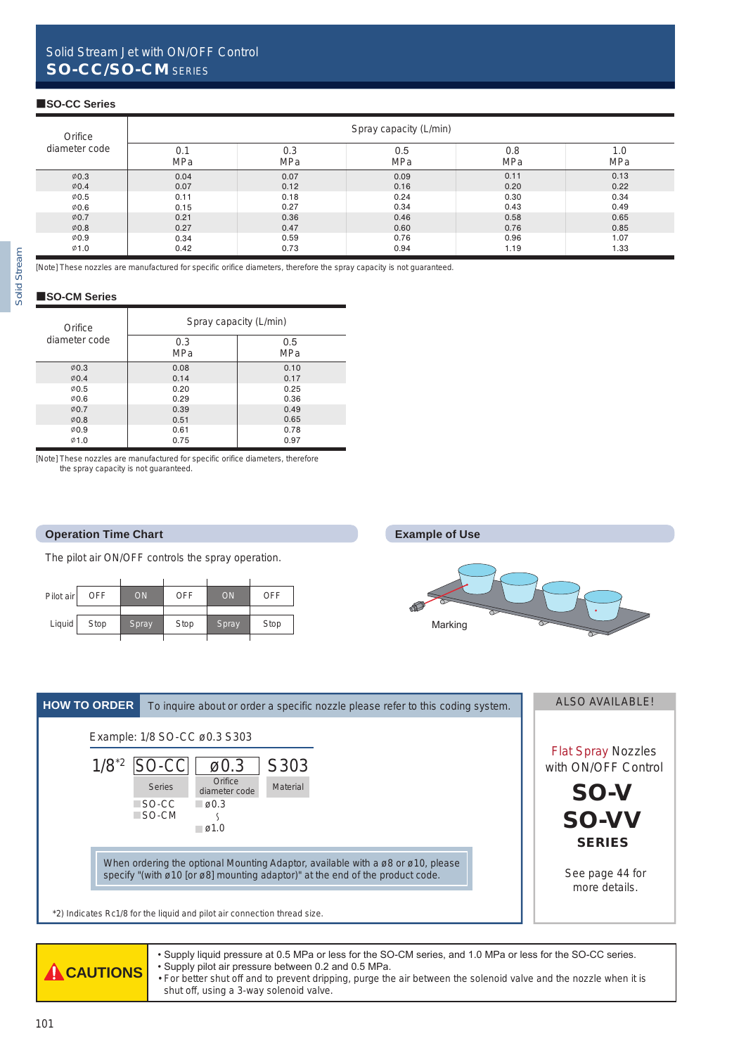# Solid Stream Jet with ON/OFF Control
## SO-CC/SO-CM SERIES

### ■SO-CC Series

| Orifice diameter code | Spray capacity (L/min) | | | | |
|---|---|---|---|---|---|
| | 0.1 MPa | 0.3 MPa | 0.5 MPa | 0.8 MPa | 1.0 MPa |
| ø0.3 | 0.04 | 0.07 | 0.09 | 0.11 | 0.13 |
| ø0.4 | 0.07 | 0.12 | 0.16 | 0.20 | 0.22 |
| ø0.5 | 0.11 | 0.18 | 0.24 | 0.30 | 0.34 |
| ø0.6 | 0.15 | 0.27 | 0.34 | 0.43 | 0.49 |
| ø0.7 | 0.21 | 0.36 | 0.46 | 0.58 | 0.65 |
| ø0.8 | 0.27 | 0.47 | 0.60 | 0.76 | 0.85 |
| ø0.9 | 0.34 | 0.59 | 0.76 | 0.96 | 1.07 |
| ø1.0 | 0.42 | 0.73 | 0.94 | 1.19 | 1.33 |

[Note] These nozzles are manufactured for specific orifice diameters, therefore the spray capacity is not guaranteed.

### ■SO-CM Series

| Orifice diameter code | Spray capacity (L/min) | |
|---|---|---|
| | 0.3 MPa | 0.5 MPa |
| ø0.3 | 0.08 | 0.10 |
| ø0.4 | 0.14 | 0.17 |
| ø0.5 | 0.20 | 0.25 |
| ø0.6 | 0.29 | 0.36 |
| ø0.7 | 0.39 | 0.49 |
| ø0.8 | 0.51 | 0.65 |
| ø0.9 | 0.61 | 0.78 |
| ø1.0 | 0.75 | 0.97 |

[Note] These nozzles are manufactured for specific orifice diameters, therefore the spray capacity is not guaranteed.

### Operation Time Chart

The pilot air ON/OFF controls the spray operation.

| | | | | | |
|---|---|---|---|---|---|
| Pilot air | OFF | ON | OFF | ON | OFF |
| Liquid | Stop | Spray | Stop | Spray | Stop |

### Example of Use

Marking

### HOW TO ORDER

To inquire about or order a specific nozzle please refer to this coding system.

Example: 1/8 SO-CC ø0.3 S303

1/8*2 | SO-CC (Series) | ø0.3 (Orifice diameter code) | S303 (Material)

- Series: SO-CC, SO-CM
- Orifice diameter code: ø0.3 ~ ø1.0

When ordering the optional Mounting Adaptor, available with a ø8 or ø10, please specify "(with ø10 [or ø8] mounting adaptor)" at the end of the product code.

*2) Indicates Rc1/8 for the liquid and pilot air connection thread size.

### ALSO AVAILABLE!

Flat Spray Nozzles with ON/OFF Control

**SO-V**
**SO-VV**
**SERIES**

See page 44 for more details.

### ⚠ CAUTIONS

- Supply liquid pressure at 0.5 MPa or less for the SO-CM series, and 1.0 MPa or less for the SO-CC series.
- Supply pilot air pressure between 0.2 and 0.5 MPa.
- For better shut off and to prevent dripping, purge the air between the solenoid valve and the nozzle when it is shut off, using a 3-way solenoid valve.